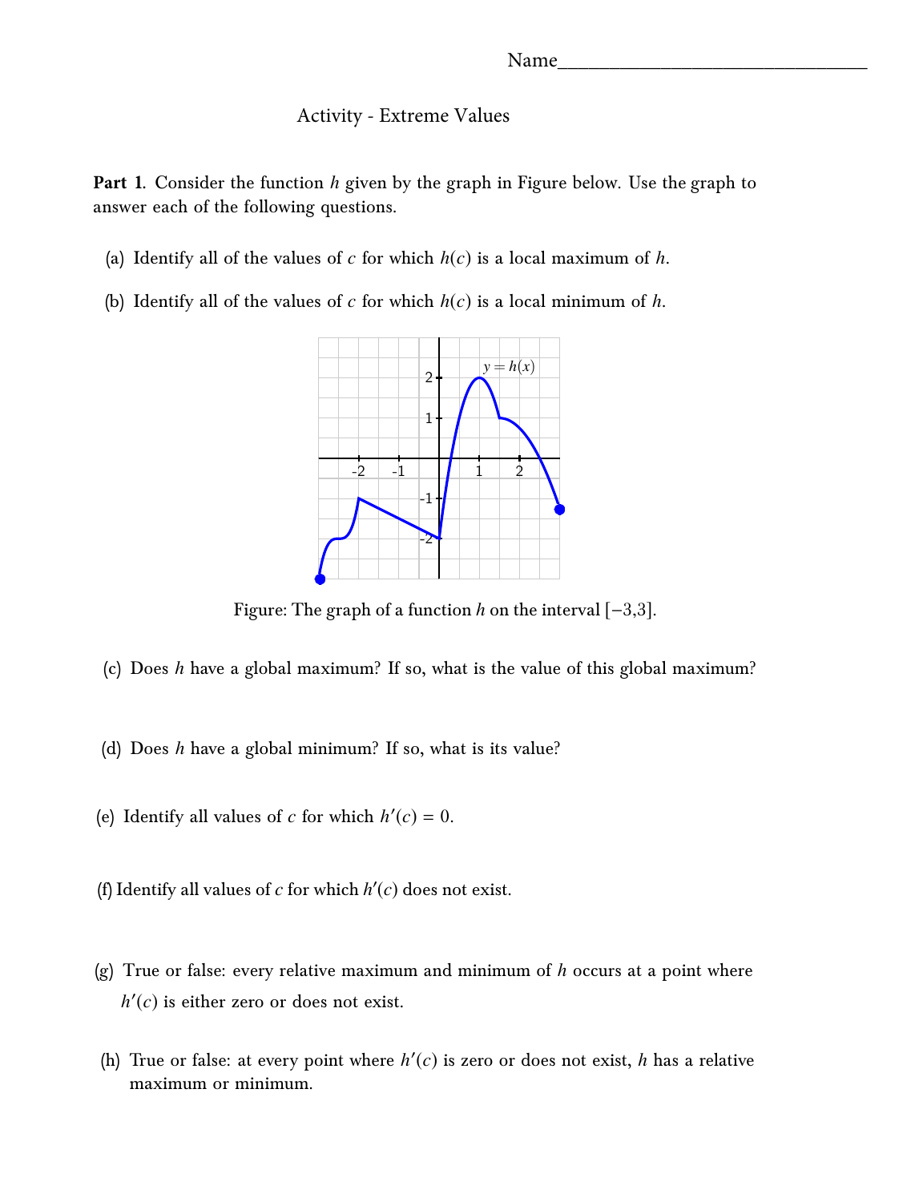Name________________________________

Activity - Extreme Values

**Part 1.** Consider the function $h$ given by the graph in Figure below. Use the graph to answer each of the following questions.

(a) Identify all of the values of $c$ for which $h(c)$ is a local maximum of $h$.

(b) Identify all of the values of $c$ for which $h(c)$ is a local minimum of $h$.

Figure: The graph of a function $h$ on the interval $[-3,3]$.

(c) Does $h$ have a global maximum? If so, what is the value of this global maximum?

(d) Does $h$ have a global minimum? If so, what is its value?

(e) Identify all values of $c$ for which $h'(c) = 0$.

(f) Identify all values of $c$ for which $h'(c)$ does not exist.

(g) True or false: every relative maximum and minimum of $h$ occurs at a point where $h'(c)$ is either zero or does not exist.

(h) True or false: at every point where $h'(c)$ is zero or does not exist, $h$ has a relative maximum or minimum.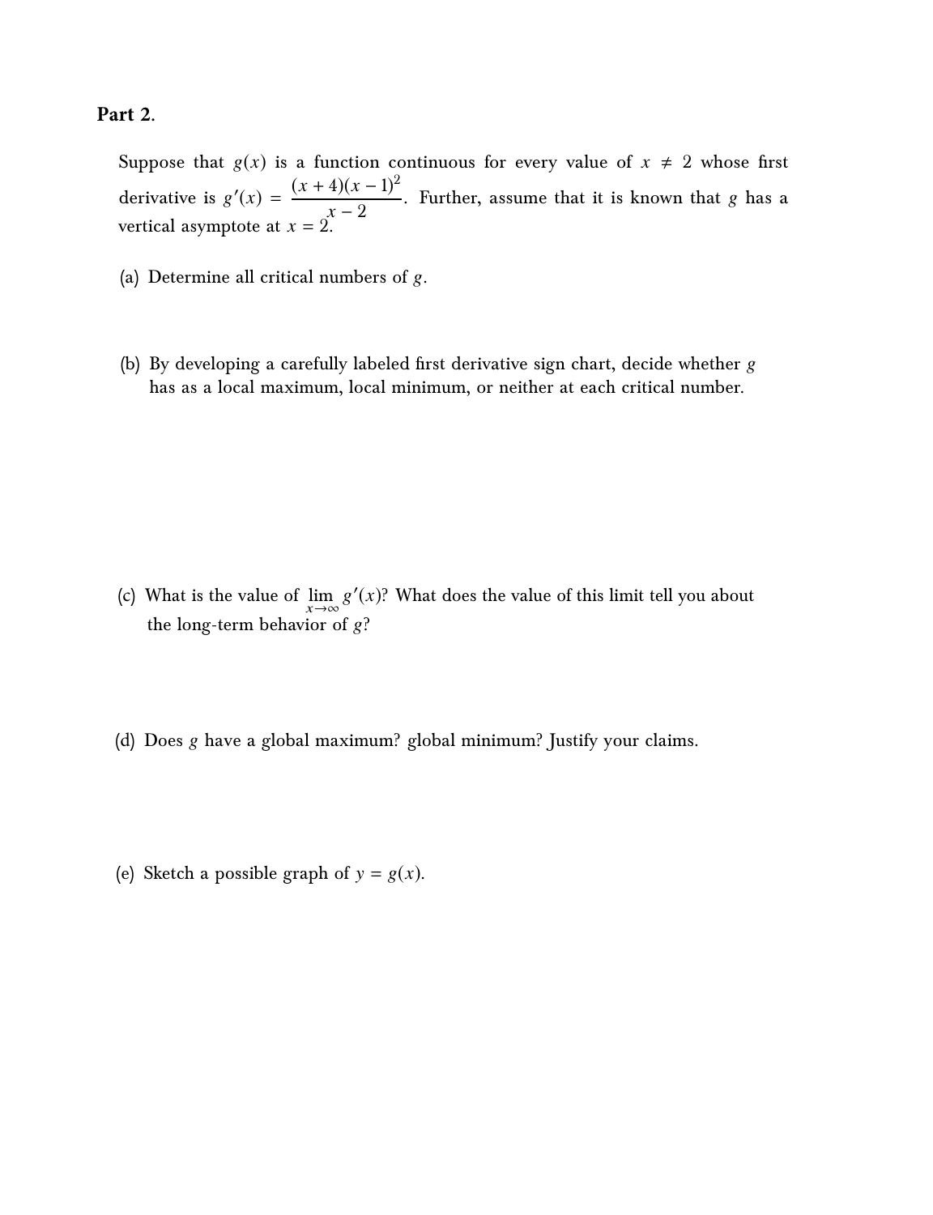**Part 2.**

Suppose that $g(x)$ is a function continuous for every value of $x \neq 2$ whose first derivative is $g'(x) = \dfrac{(x+4)(x-1)^2}{x-2}$. Further, assume that it is known that $g$ has a vertical asymptote at $x = 2$.

(a) Determine all critical numbers of $g$.

(b) By developing a carefully labeled first derivative sign chart, decide whether $g$ has as a local maximum, local minimum, or neither at each critical number.

(c) What is the value of $\lim_{x \to \infty} g'(x)$? What does the value of this limit tell you about the long-term behavior of $g$?

(d) Does $g$ have a global maximum? global minimum? Justify your claims.

(e) Sketch a possible graph of $y = g(x)$.